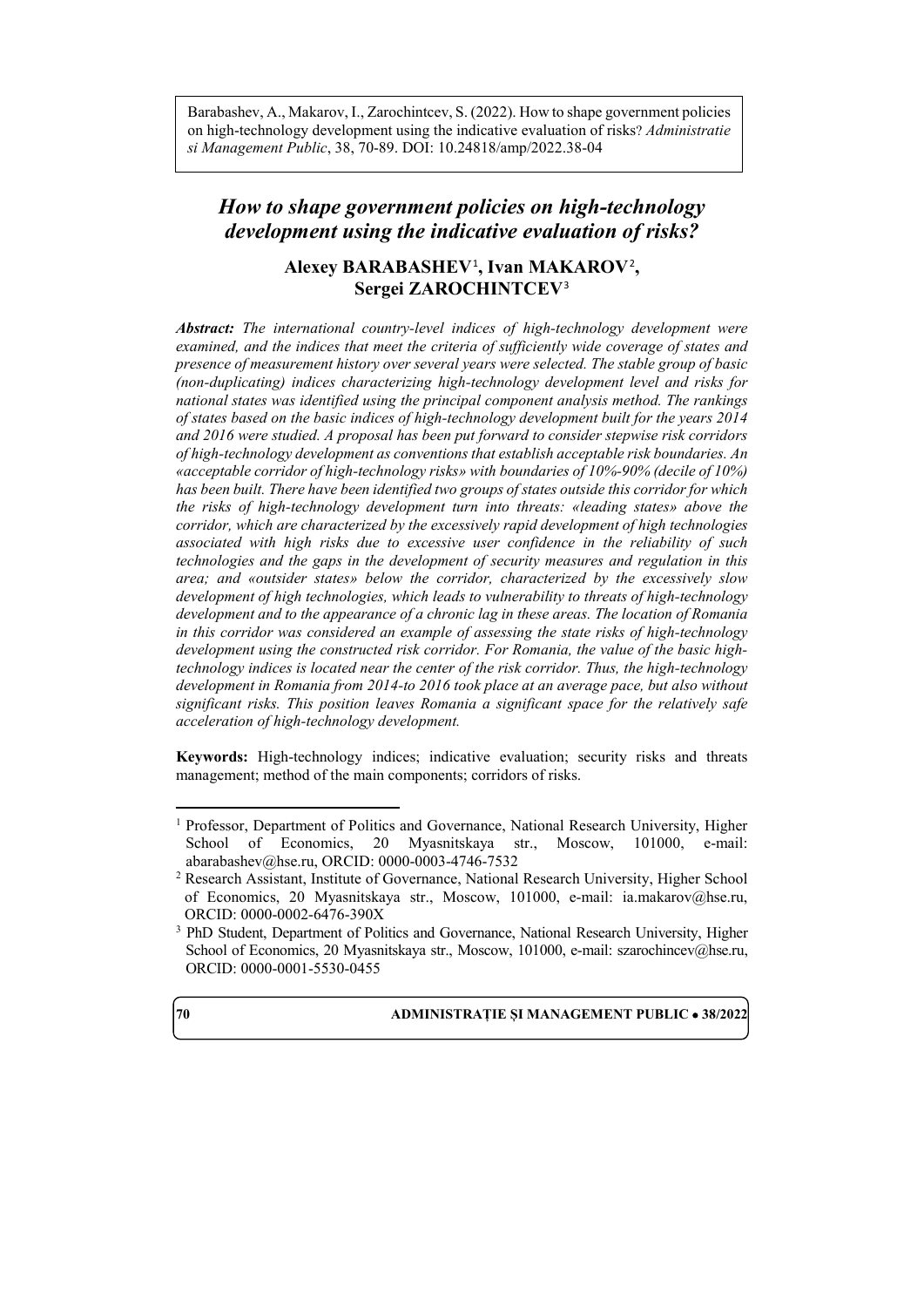Barabashev, A., Makarov, I., Zarochintcev, S. (2022). How to shape government policies on high-technology development using the indicative evaluation of risks? *Administratie si Management Public*, 38, 70-89. DOI: 10.24818/amp/2022.38-04

# *How to shape government policies on high-technology development using the indicative evaluation of risks?*

**Alexey BARABASHEV[1], Ivan MAKAROV[2], Sergei ZAROCHINTCEV[3]**

***Abstract:*** *The international country-level indices of high-technology development were examined, and the indices that meet the criteria of sufficiently wide coverage of states and presence of measurement history over several years were selected. The stable group of basic (non-duplicating) indices characterizing high-technology development level and risks for national states was identified using the principal component analysis method. The rankings of states based on the basic indices of high-technology development built for the years 2014 and 2016 were studied. A proposal has been put forward to consider stepwise risk corridors of high-technology development as conventions that establish acceptable risk boundaries. An «acceptable corridor of high-technology risks» with boundaries of 10%-90% (decile of 10%) has been built. There have been identified two groups of states outside this corridor for which the risks of high-technology development turn into threats: «leading states» above the corridor, which are characterized by the excessively rapid development of high technologies associated with high risks due to excessive user confidence in the reliability of such technologies and the gaps in the development of security measures and regulation in this area; and «outsider states» below the corridor, characterized by the excessively slow development of high technologies, which leads to vulnerability to threats of high-technology development and to the appearance of a chronic lag in these areas. The location of Romania in this corridor was considered an example of assessing the state risks of high-technology development using the constructed risk corridor. For Romania, the value of the basic high-technology indices is located near the center of the risk corridor. Thus, the high-technology development in Romania from 2014-to 2016 took place at an average pace, but also without significant risks. This position leaves Romania a significant space for the relatively safe acceleration of high-technology development.*

**Keywords:** High-technology indices; indicative evaluation; security risks and threats management; method of the main components; corridors of risks.

---

[1] Professor, Department of Politics and Governance, National Research University, Higher School of Economics, 20 Myasnitskaya str., Moscow, 101000, e-mail: abarabashev@hse.ru, ORCID: 0000-0003-4746-7532

[2] Research Assistant, Institute of Governance, National Research University, Higher School of Economics, 20 Myasnitskaya str., Moscow, 101000, e-mail: ia.makarov@hse.ru, ORCID: 0000-0002-6476-390X

[3] PhD Student, Department of Politics and Governance, National Research University, Higher School of Economics, 20 Myasnitskaya str., Moscow, 101000, e-mail: szarochincev@hse.ru, ORCID: 0000-0001-5530-0455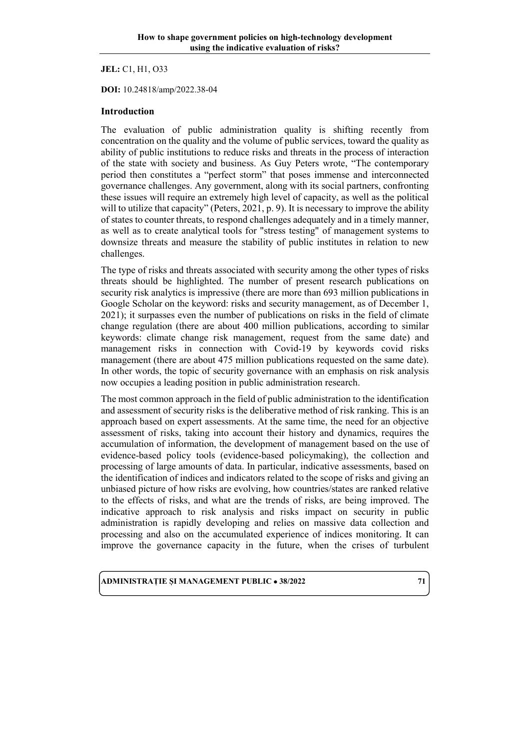**JEL:** C1, H1, O33

**DOI:** 10.24818/amp/2022.38-04

## Introduction

The evaluation of public administration quality is shifting recently from concentration on the quality and the volume of public services, toward the quality as ability of public institutions to reduce risks and threats in the process of interaction of the state with society and business. As Guy Peters wrote, "The contemporary period then constitutes a "perfect storm" that poses immense and interconnected governance challenges. Any government, along with its social partners, confronting these issues will require an extremely high level of capacity, as well as the political will to utilize that capacity" (Peters, 2021, p. 9). It is necessary to improve the ability of states to counter threats, to respond challenges adequately and in a timely manner, as well as to create analytical tools for "stress testing" of management systems to downsize threats and measure the stability of public institutes in relation to new challenges.

The type of risks and threats associated with security among the other types of risks threats should be highlighted. The number of present research publications on security risk analytics is impressive (there are more than 693 million publications in Google Scholar on the keyword: risks and security management, as of December 1, 2021); it surpasses even the number of publications on risks in the field of climate change regulation (there are about 400 million publications, according to similar keywords: climate change risk management, request from the same date) and management risks in connection with Covid-19 by keywords covid risks management (there are about 475 million publications requested on the same date). In other words, the topic of security governance with an emphasis on risk analysis now occupies a leading position in public administration research.

The most common approach in the field of public administration to the identification and assessment of security risks is the deliberative method of risk ranking. This is an approach based on expert assessments. At the same time, the need for an objective assessment of risks, taking into account their history and dynamics, requires the accumulation of information, the development of management based on the use of evidence-based policy tools (evidence-based policymaking), the collection and processing of large amounts of data. In particular, indicative assessments, based on the identification of indices and indicators related to the scope of risks and giving an unbiased picture of how risks are evolving, how countries/states are ranked relative to the effects of risks, and what are the trends of risks, are being improved. The indicative approach to risk analysis and risks impact on security in public administration is rapidly developing and relies on massive data collection and processing and also on the accumulated experience of indices monitoring. It can improve the governance capacity in the future, when the crises of turbulent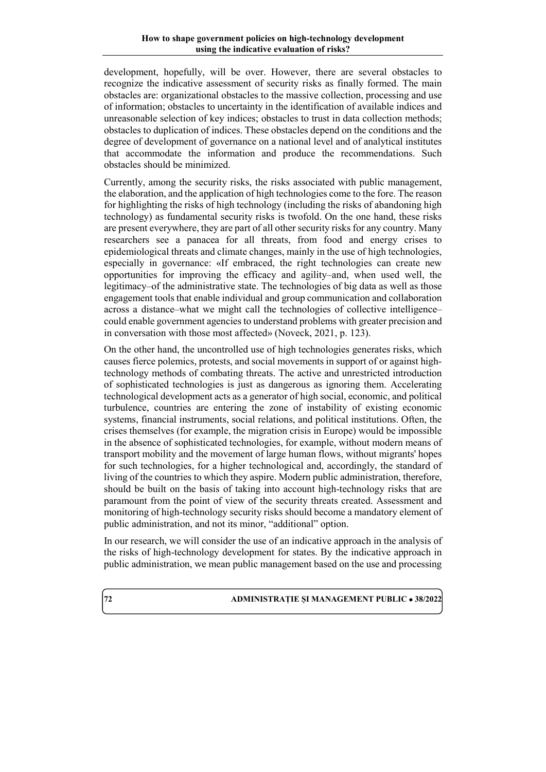development, hopefully, will be over. However, there are several obstacles to recognize the indicative assessment of security risks as finally formed. The main obstacles are: organizational obstacles to the massive collection, processing and use of information; obstacles to uncertainty in the identification of available indices and unreasonable selection of key indices; obstacles to trust in data collection methods; obstacles to duplication of indices. These obstacles depend on the conditions and the degree of development of governance on a national level and of analytical institutes that accommodate the information and produce the recommendations. Such obstacles should be minimized.

Currently, among the security risks, the risks associated with public management, the elaboration, and the application of high technologies come to the fore. The reason for highlighting the risks of high technology (including the risks of abandoning high technology) as fundamental security risks is twofold. On the one hand, these risks are present everywhere, they are part of all other security risks for any country. Many researchers see a panacea for all threats, from food and energy crises to epidemiological threats and climate changes, mainly in the use of high technologies, especially in governance: «If embraced, the right technologies can create new opportunities for improving the efficacy and agility–and, when used well, the legitimacy–of the administrative state. The technologies of big data as well as those engagement tools that enable individual and group communication and collaboration across a distance–what we might call the technologies of collective intelligence–could enable government agencies to understand problems with greater precision and in conversation with those most affected» (Noveck, 2021, p. 123).

On the other hand, the uncontrolled use of high technologies generates risks, which causes fierce polemics, protests, and social movements in support of or against high-technology methods of combating threats. The active and unrestricted introduction of sophisticated technologies is just as dangerous as ignoring them. Accelerating technological development acts as a generator of high social, economic, and political turbulence, countries are entering the zone of instability of existing economic systems, financial instruments, social relations, and political institutions. Often, the crises themselves (for example, the migration crisis in Europe) would be impossible in the absence of sophisticated technologies, for example, without modern means of transport mobility and the movement of large human flows, without migrants' hopes for such technologies, for a higher technological and, accordingly, the standard of living of the countries to which they aspire. Modern public administration, therefore, should be built on the basis of taking into account high-technology risks that are paramount from the point of view of the security threats created. Assessment and monitoring of high-technology security risks should become a mandatory element of public administration, and not its minor, "additional" option.

In our research, we will consider the use of an indicative approach in the analysis of the risks of high-technology development for states. By the indicative approach in public administration, we mean public management based on the use and processing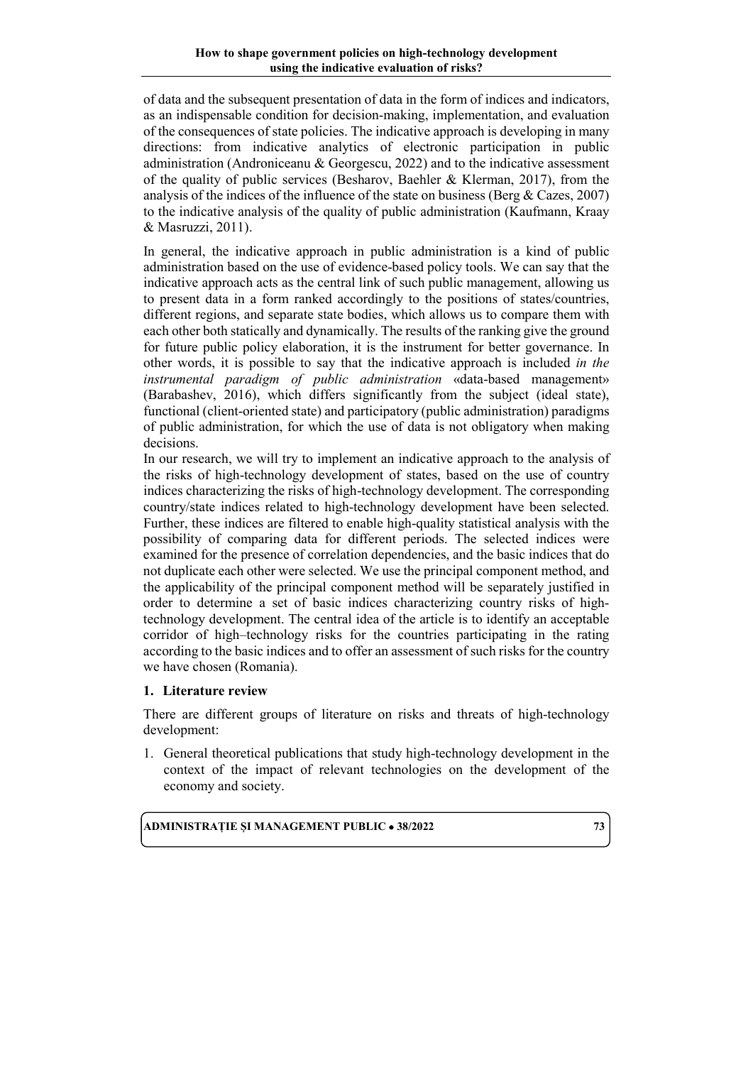of data and the subsequent presentation of data in the form of indices and indicators, as an indispensable condition for decision-making, implementation, and evaluation of the consequences of state policies. The indicative approach is developing in many directions: from indicative analytics of electronic participation in public administration (Androniceanu & Georgescu, 2022) and to the indicative assessment of the quality of public services (Besharov, Baehler & Klerman, 2017), from the analysis of the indices of the influence of the state on business (Berg & Cazes, 2007) to the indicative analysis of the quality of public administration (Kaufmann, Kraay & Masruzzi, 2011).

In general, the indicative approach in public administration is a kind of public administration based on the use of evidence-based policy tools. We can say that the indicative approach acts as the central link of such public management, allowing us to present data in a form ranked accordingly to the positions of states/countries, different regions, and separate state bodies, which allows us to compare them with each other both statically and dynamically. The results of the ranking give the ground for future public policy elaboration, it is the instrument for better governance. In other words, it is possible to say that the indicative approach is included *in the instrumental paradigm of public administration* «data-based management» (Barabashev, 2016), which differs significantly from the subject (ideal state), functional (client-oriented state) and participatory (public administration) paradigms of public administration, for which the use of data is not obligatory when making decisions.

In our research, we will try to implement an indicative approach to the analysis of the risks of high-technology development of states, based on the use of country indices characterizing the risks of high-technology development. The corresponding country/state indices related to high-technology development have been selected. Further, these indices are filtered to enable high-quality statistical analysis with the possibility of comparing data for different periods. The selected indices were examined for the presence of correlation dependencies, and the basic indices that do not duplicate each other were selected. We use the principal component method, and the applicability of the principal component method will be separately justified in order to determine a set of basic indices characterizing country risks of high-technology development. The central idea of the article is to identify an acceptable corridor of high–technology risks for the countries participating in the rating according to the basic indices and to offer an assessment of such risks for the country we have chosen (Romania).

## 1. Literature review

There are different groups of literature on risks and threats of high-technology development:

1. General theoretical publications that study high-technology development in the context of the impact of relevant technologies on the development of the economy and society.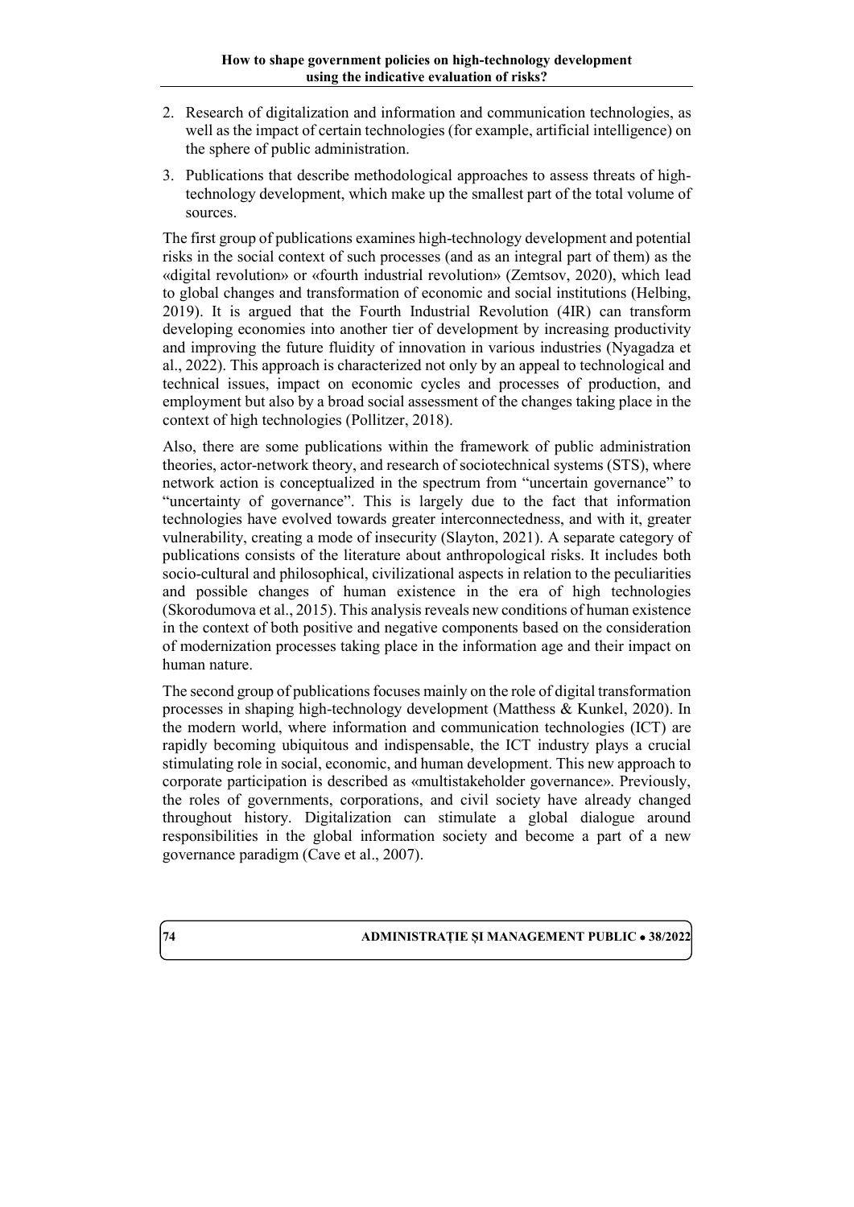2. Research of digitalization and information and communication technologies, as well as the impact of certain technologies (for example, artificial intelligence) on the sphere of public administration.
3. Publications that describe methodological approaches to assess threats of high-technology development, which make up the smallest part of the total volume of sources.

The first group of publications examines high-technology development and potential risks in the social context of such processes (and as an integral part of them) as the «digital revolution» or «fourth industrial revolution» (Zemtsov, 2020), which lead to global changes and transformation of economic and social institutions (Helbing, 2019). It is argued that the Fourth Industrial Revolution (4IR) can transform developing economies into another tier of development by increasing productivity and improving the future fluidity of innovation in various industries (Nyagadza et al., 2022). This approach is characterized not only by an appeal to technological and technical issues, impact on economic cycles and processes of production, and employment but also by a broad social assessment of the changes taking place in the context of high technologies (Pollitzer, 2018).

Also, there are some publications within the framework of public administration theories, actor-network theory, and research of sociotechnical systems (STS), where network action is conceptualized in the spectrum from "uncertain governance" to "uncertainty of governance". This is largely due to the fact that information technologies have evolved towards greater interconnectedness, and with it, greater vulnerability, creating a mode of insecurity (Slayton, 2021). A separate category of publications consists of the literature about anthropological risks. It includes both socio-cultural and philosophical, civilizational aspects in relation to the peculiarities and possible changes of human existence in the era of high technologies (Skorodumova et al., 2015). This analysis reveals new conditions of human existence in the context of both positive and negative components based on the consideration of modernization processes taking place in the information age and their impact on human nature.

The second group of publications focuses mainly on the role of digital transformation processes in shaping high-technology development (Matthess & Kunkel, 2020). In the modern world, where information and communication technologies (ICT) are rapidly becoming ubiquitous and indispensable, the ICT industry plays a crucial stimulating role in social, economic, and human development. This new approach to corporate participation is described as «multistakeholder governance». Previously, the roles of governments, corporations, and civil society have already changed throughout history. Digitalization can stimulate a global dialogue around responsibilities in the global information society and become a part of a new governance paradigm (Cave et al., 2007).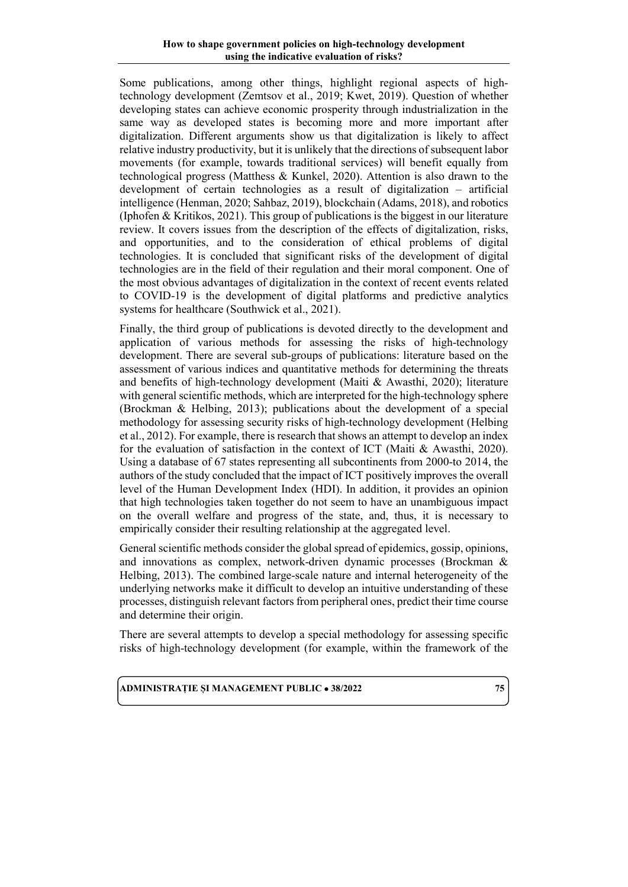Some publications, among other things, highlight regional aspects of high-technology development (Zemtsov et al., 2019; Kwet, 2019). Question of whether developing states can achieve economic prosperity through industrialization in the same way as developed states is becoming more and more important after digitalization. Different arguments show us that digitalization is likely to affect relative industry productivity, but it is unlikely that the directions of subsequent labor movements (for example, towards traditional services) will benefit equally from technological progress (Matthess & Kunkel, 2020). Attention is also drawn to the development of certain technologies as a result of digitalization – artificial intelligence (Henman, 2020; Sahbaz, 2019), blockchain (Adams, 2018), and robotics (Iphofen & Kritikos, 2021). This group of publications is the biggest in our literature review. It covers issues from the description of the effects of digitalization, risks, and opportunities, and to the consideration of ethical problems of digital technologies. It is concluded that significant risks of the development of digital technologies are in the field of their regulation and their moral component. One of the most obvious advantages of digitalization in the context of recent events related to COVID-19 is the development of digital platforms and predictive analytics systems for healthcare (Southwick et al., 2021).

Finally, the third group of publications is devoted directly to the development and application of various methods for assessing the risks of high-technology development. There are several sub-groups of publications: literature based on the assessment of various indices and quantitative methods for determining the threats and benefits of high-technology development (Maiti & Awasthi, 2020); literature with general scientific methods, which are interpreted for the high-technology sphere (Brockman & Helbing, 2013); publications about the development of a special methodology for assessing security risks of high-technology development (Helbing et al., 2012). For example, there is research that shows an attempt to develop an index for the evaluation of satisfaction in the context of ICT (Maiti & Awasthi, 2020). Using a database of 67 states representing all subcontinents from 2000-to 2014, the authors of the study concluded that the impact of ICT positively improves the overall level of the Human Development Index (HDI). In addition, it provides an opinion that high technologies taken together do not seem to have an unambiguous impact on the overall welfare and progress of the state, and, thus, it is necessary to empirically consider their resulting relationship at the aggregated level.

General scientific methods consider the global spread of epidemics, gossip, opinions, and innovations as complex, network-driven dynamic processes (Brockman & Helbing, 2013). The combined large-scale nature and internal heterogeneity of the underlying networks make it difficult to develop an intuitive understanding of these processes, distinguish relevant factors from peripheral ones, predict their time course and determine their origin.

There are several attempts to develop a special methodology for assessing specific risks of high-technology development (for example, within the framework of the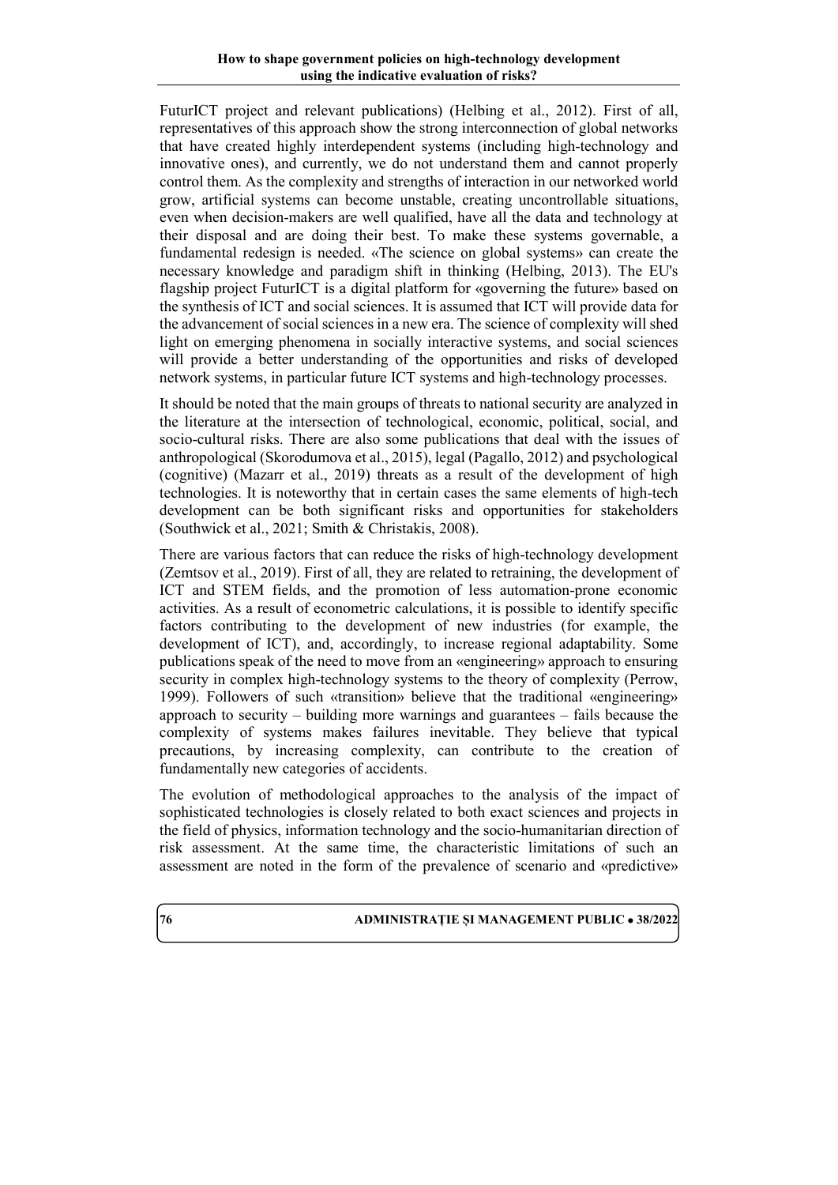FuturICT project and relevant publications) (Helbing et al., 2012). First of all, representatives of this approach show the strong interconnection of global networks that have created highly interdependent systems (including high-technology and innovative ones), and currently, we do not understand them and cannot properly control them. As the complexity and strengths of interaction in our networked world grow, artificial systems can become unstable, creating uncontrollable situations, even when decision-makers are well qualified, have all the data and technology at their disposal and are doing their best. To make these systems governable, a fundamental redesign is needed. «The science on global systems» can create the necessary knowledge and paradigm shift in thinking (Helbing, 2013). The EU's flagship project FuturICT is a digital platform for «governing the future» based on the synthesis of ICT and social sciences. It is assumed that ICT will provide data for the advancement of social sciences in a new era. The science of complexity will shed light on emerging phenomena in socially interactive systems, and social sciences will provide a better understanding of the opportunities and risks of developed network systems, in particular future ICT systems and high-technology processes.

It should be noted that the main groups of threats to national security are analyzed in the literature at the intersection of technological, economic, political, social, and socio-cultural risks. There are also some publications that deal with the issues of anthropological (Skorodumova et al., 2015), legal (Pagallo, 2012) and psychological (cognitive) (Mazarr et al., 2019) threats as a result of the development of high technologies. It is noteworthy that in certain cases the same elements of high-tech development can be both significant risks and opportunities for stakeholders (Southwick et al., 2021; Smith & Christakis, 2008).

There are various factors that can reduce the risks of high-technology development (Zemtsov et al., 2019). First of all, they are related to retraining, the development of ICT and STEM fields, and the promotion of less automation-prone economic activities. As a result of econometric calculations, it is possible to identify specific factors contributing to the development of new industries (for example, the development of ICT), and, accordingly, to increase regional adaptability. Some publications speak of the need to move from an «engineering» approach to ensuring security in complex high-technology systems to the theory of complexity (Perrow, 1999). Followers of such «transition» believe that the traditional «engineering» approach to security – building more warnings and guarantees – fails because the complexity of systems makes failures inevitable. They believe that typical precautions, by increasing complexity, can contribute to the creation of fundamentally new categories of accidents.

The evolution of methodological approaches to the analysis of the impact of sophisticated technologies is closely related to both exact sciences and projects in the field of physics, information technology and the socio-humanitarian direction of risk assessment. At the same time, the characteristic limitations of such an assessment are noted in the form of the prevalence of scenario and «predictive»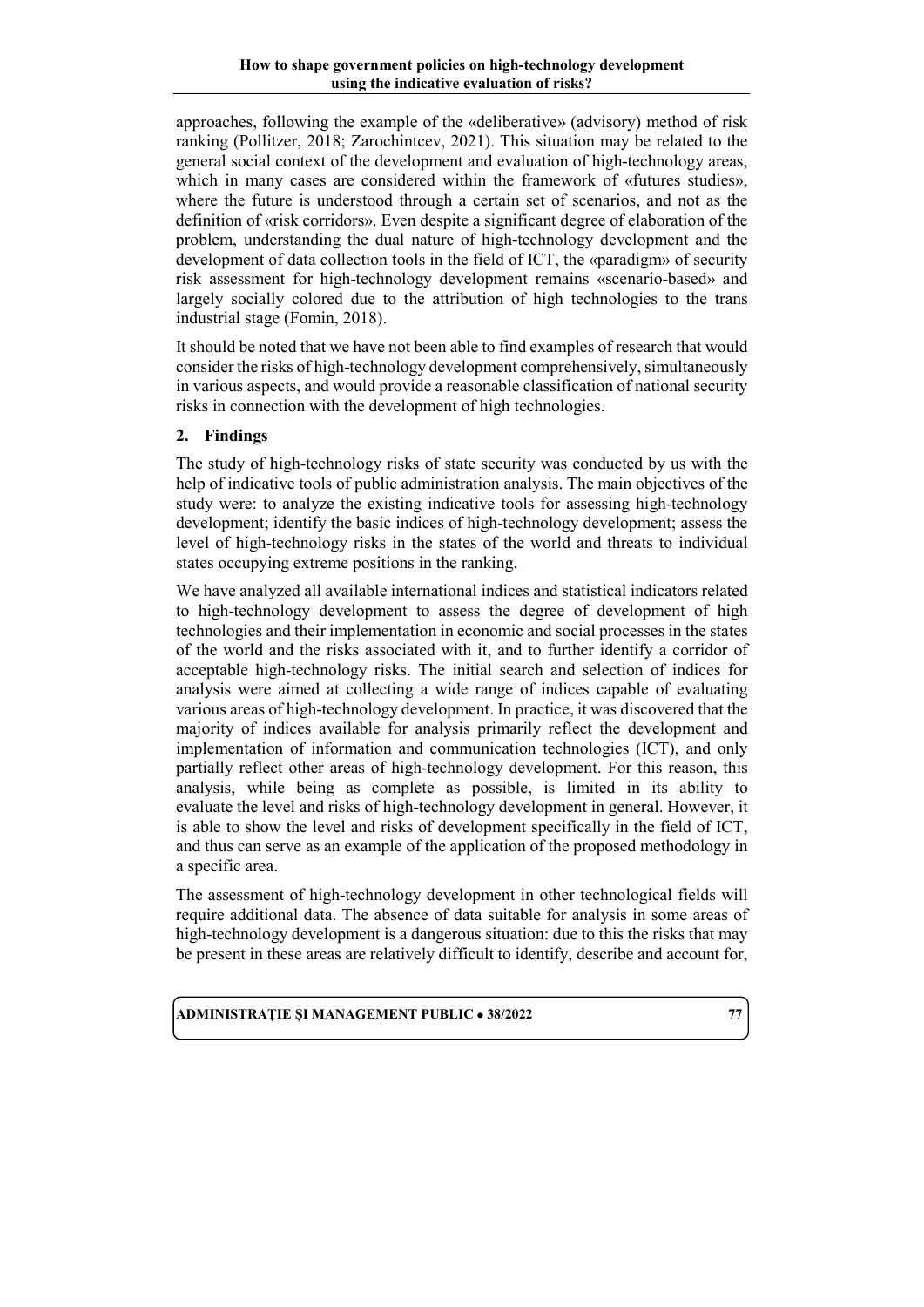approaches, following the example of the «deliberative» (advisory) method of risk ranking (Pollitzer, 2018; Zarochintcev, 2021). This situation may be related to the general social context of the development and evaluation of high-technology areas, which in many cases are considered within the framework of «futures studies», where the future is understood through a certain set of scenarios, and not as the definition of «risk corridors». Even despite a significant degree of elaboration of the problem, understanding the dual nature of high-technology development and the development of data collection tools in the field of ICT, the «paradigm» of security risk assessment for high-technology development remains «scenario-based» and largely socially colored due to the attribution of high technologies to the trans industrial stage (Fomin, 2018).

It should be noted that we have not been able to find examples of research that would consider the risks of high-technology development comprehensively, simultaneously in various aspects, and would provide a reasonable classification of national security risks in connection with the development of high technologies.

## 2. Findings

The study of high-technology risks of state security was conducted by us with the help of indicative tools of public administration analysis. The main objectives of the study were: to analyze the existing indicative tools for assessing high-technology development; identify the basic indices of high-technology development; assess the level of high-technology risks in the states of the world and threats to individual states occupying extreme positions in the ranking.

We have analyzed all available international indices and statistical indicators related to high-technology development to assess the degree of development of high technologies and their implementation in economic and social processes in the states of the world and the risks associated with it, and to further identify a corridor of acceptable high-technology risks. The initial search and selection of indices for analysis were aimed at collecting a wide range of indices capable of evaluating various areas of high-technology development. In practice, it was discovered that the majority of indices available for analysis primarily reflect the development and implementation of information and communication technologies (ICT), and only partially reflect other areas of high-technology development. For this reason, this analysis, while being as complete as possible, is limited in its ability to evaluate the level and risks of high-technology development in general. However, it is able to show the level and risks of development specifically in the field of ICT, and thus can serve as an example of the application of the proposed methodology in a specific area.

The assessment of high-technology development in other technological fields will require additional data. The absence of data suitable for analysis in some areas of high-technology development is a dangerous situation: due to this the risks that may be present in these areas are relatively difficult to identify, describe and account for,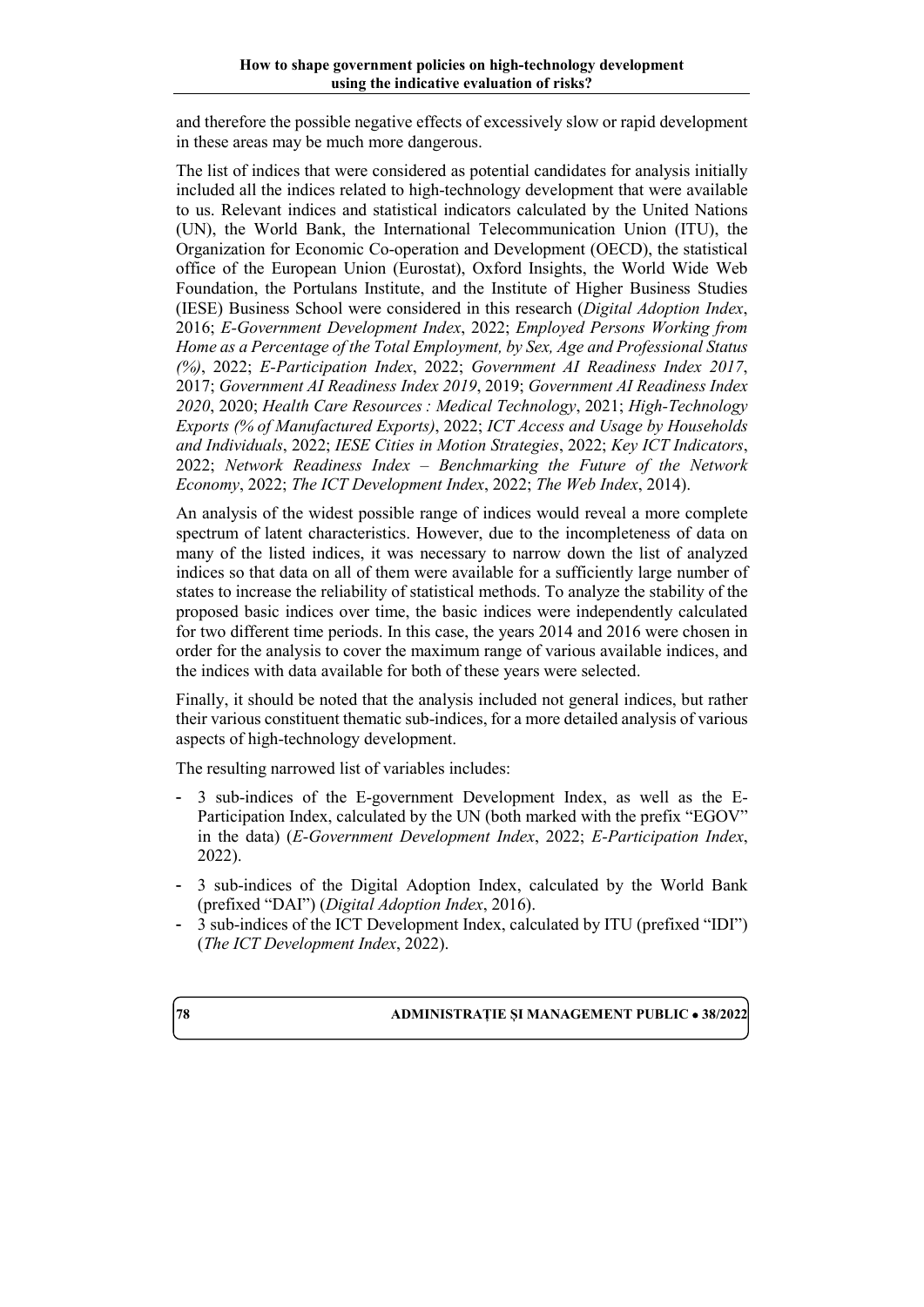and therefore the possible negative effects of excessively slow or rapid development in these areas may be much more dangerous.

The list of indices that were considered as potential candidates for analysis initially included all the indices related to high-technology development that were available to us. Relevant indices and statistical indicators calculated by the United Nations (UN), the World Bank, the International Telecommunication Union (ITU), the Organization for Economic Co-operation and Development (OECD), the statistical office of the European Union (Eurostat), Oxford Insights, the World Wide Web Foundation, the Portulans Institute, and the Institute of Higher Business Studies (IESE) Business School were considered in this research (*Digital Adoption Index*, 2016; *E-Government Development Index*, 2022; *Employed Persons Working from Home as a Percentage of the Total Employment, by Sex, Age and Professional Status (%)*, 2022; *E-Participation Index*, 2022; *Government AI Readiness Index 2017*, 2017; *Government AI Readiness Index 2019*, 2019; *Government AI Readiness Index 2020*, 2020; *Health Care Resources : Medical Technology*, 2021; *High-Technology Exports (% of Manufactured Exports)*, 2022; *ICT Access and Usage by Households and Individuals*, 2022; *IESE Cities in Motion Strategies*, 2022; *Key ICT Indicators*, 2022; *Network Readiness Index – Benchmarking the Future of the Network Economy*, 2022; *The ICT Development Index*, 2022; *The Web Index*, 2014).

An analysis of the widest possible range of indices would reveal a more complete spectrum of latent characteristics. However, due to the incompleteness of data on many of the listed indices, it was necessary to narrow down the list of analyzed indices so that data on all of them were available for a sufficiently large number of states to increase the reliability of statistical methods. To analyze the stability of the proposed basic indices over time, the basic indices were independently calculated for two different time periods. In this case, the years 2014 and 2016 were chosen in order for the analysis to cover the maximum range of various available indices, and the indices with data available for both of these years were selected.

Finally, it should be noted that the analysis included not general indices, but rather their various constituent thematic sub-indices, for a more detailed analysis of various aspects of high-technology development.

The resulting narrowed list of variables includes:

- 3 sub-indices of the E-government Development Index, as well as the E-Participation Index, calculated by the UN (both marked with the prefix "EGOV" in the data) (*E-Government Development Index*, 2022; *E-Participation Index*, 2022).
- 3 sub-indices of the Digital Adoption Index, calculated by the World Bank (prefixed "DAI") (*Digital Adoption Index*, 2016).
- 3 sub-indices of the ICT Development Index, calculated by ITU (prefixed "IDI") (*The ICT Development Index*, 2022).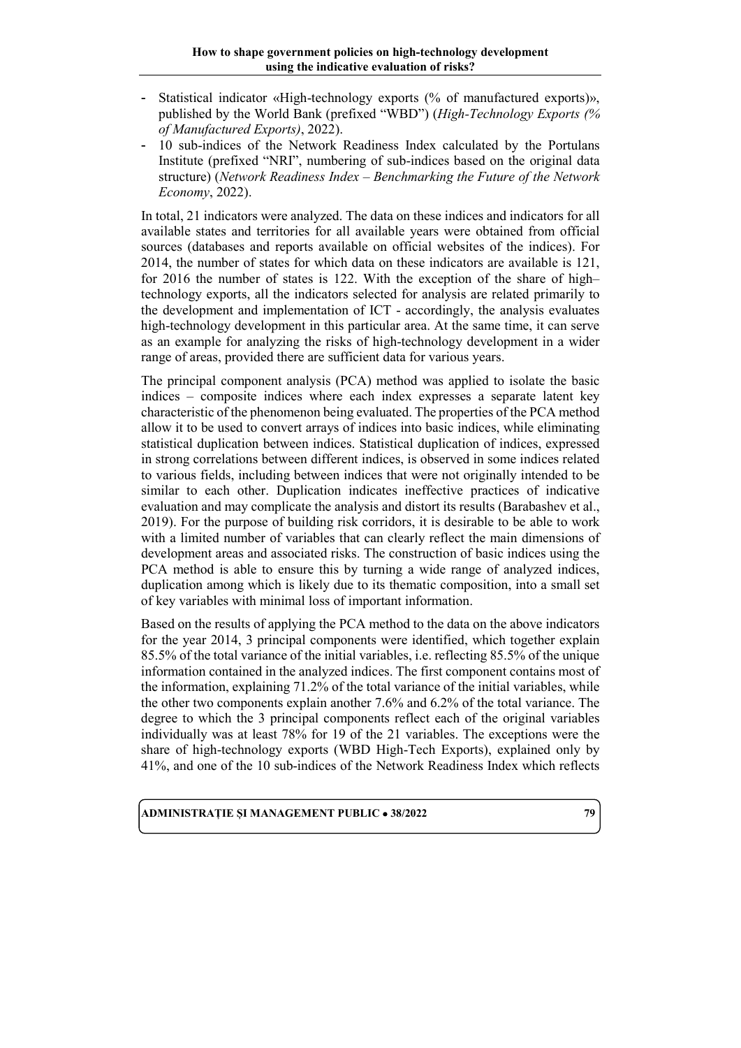- Statistical indicator «High-technology exports (% of manufactured exports)», published by the World Bank (prefixed "WBD") (*High-Technology Exports (% of Manufactured Exports)*, 2022).
- 10 sub-indices of the Network Readiness Index calculated by the Portulans Institute (prefixed "NRI", numbering of sub-indices based on the original data structure) (*Network Readiness Index – Benchmarking the Future of the Network Economy*, 2022).

In total, 21 indicators were analyzed. The data on these indices and indicators for all available states and territories for all available years were obtained from official sources (databases and reports available on official websites of the indices). For 2014, the number of states for which data on these indicators are available is 121, for 2016 the number of states is 122. With the exception of the share of high–technology exports, all the indicators selected for analysis are related primarily to the development and implementation of ICT - accordingly, the analysis evaluates high-technology development in this particular area. At the same time, it can serve as an example for analyzing the risks of high-technology development in a wider range of areas, provided there are sufficient data for various years.

The principal component analysis (PCA) method was applied to isolate the basic indices – composite indices where each index expresses a separate latent key characteristic of the phenomenon being evaluated. The properties of the PCA method allow it to be used to convert arrays of indices into basic indices, while eliminating statistical duplication between indices. Statistical duplication of indices, expressed in strong correlations between different indices, is observed in some indices related to various fields, including between indices that were not originally intended to be similar to each other. Duplication indicates ineffective practices of indicative evaluation and may complicate the analysis and distort its results (Barabashev et al., 2019). For the purpose of building risk corridors, it is desirable to be able to work with a limited number of variables that can clearly reflect the main dimensions of development areas and associated risks. The construction of basic indices using the PCA method is able to ensure this by turning a wide range of analyzed indices, duplication among which is likely due to its thematic composition, into a small set of key variables with minimal loss of important information.

Based on the results of applying the PCA method to the data on the above indicators for the year 2014, 3 principal components were identified, which together explain 85.5% of the total variance of the initial variables, i.e. reflecting 85.5% of the unique information contained in the analyzed indices. The first component contains most of the information, explaining 71.2% of the total variance of the initial variables, while the other two components explain another 7.6% and 6.2% of the total variance. The degree to which the 3 principal components reflect each of the original variables individually was at least 78% for 19 of the 21 variables. The exceptions were the share of high-technology exports (WBD High-Tech Exports), explained only by 41%, and one of the 10 sub-indices of the Network Readiness Index which reflects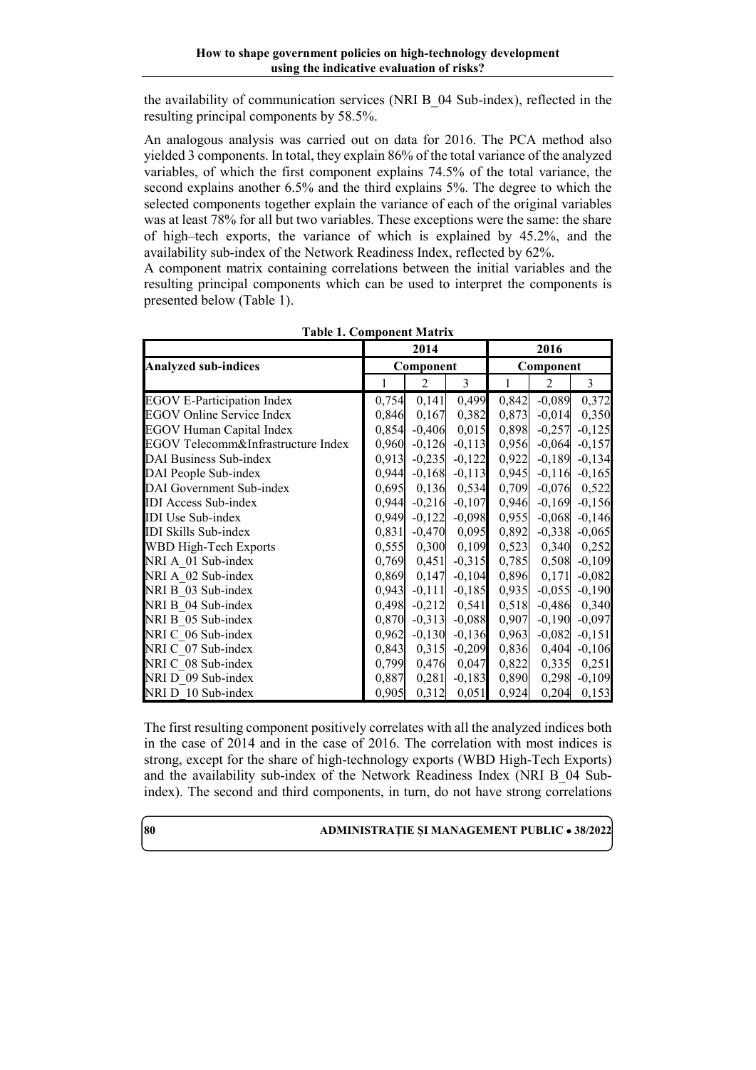the availability of communication services (NRI B_04 Sub-index), reflected in the resulting principal components by 58.5%.

An analogous analysis was carried out on data for 2016. The PCA method also yielded 3 components. In total, they explain 86% of the total variance of the analyzed variables, of which the first component explains 74.5% of the total variance, the second explains another 6.5% and the third explains 5%. The degree to which the selected components together explain the variance of each of the original variables was at least 78% for all but two variables. These exceptions were the same: the share of high–tech exports, the variance of which is explained by 45.2%, and the availability sub-index of the Network Readiness Index, reflected by 62%.

A component matrix containing correlations between the initial variables and the resulting principal components which can be used to interpret the components is presented below (Table 1).

**Table 1. Component Matrix**

| | 2014 | | | 2016 | | |
|---|---|---|---|---|---|---|
| **Analyzed sub-indices** | Component | | | Component | | |
| | 1 | 2 | 3 | 1 | 2 | 3 |
| EGOV E-Participation Index | 0,754 | 0,141 | 0,499 | 0,842 | -0,089 | 0,372 |
| EGOV Online Service Index | 0,846 | 0,167 | 0,382 | 0,873 | -0,014 | 0,350 |
| EGOV Human Capital Index | 0,854 | -0,406 | 0,015 | 0,898 | -0,257 | -0,125 |
| EGOV Telecomm&Infrastructure Index | 0,960 | -0,126 | -0,113 | 0,956 | -0,064 | -0,157 |
| DAI Business Sub-index | 0,913 | -0,235 | -0,122 | 0,922 | -0,189 | -0,134 |
| DAI People Sub-index | 0,944 | -0,168 | -0,113 | 0,945 | -0,116 | -0,165 |
| DAI Government Sub-index | 0,695 | 0,136 | 0,534 | 0,709 | -0,076 | 0,522 |
| IDI Access Sub-index | 0,944 | -0,216 | -0,107 | 0,946 | -0,169 | -0,156 |
| IDI Use Sub-index | 0,949 | -0,122 | -0,098 | 0,955 | -0,068 | -0,146 |
| IDI Skills Sub-index | 0,831 | -0,470 | 0,095 | 0,892 | -0,338 | -0,065 |
| WBD High-Tech Exports | 0,555 | 0,300 | 0,109 | 0,523 | 0,340 | 0,252 |
| NRI A_01 Sub-index | 0,769 | 0,451 | -0,315 | 0,785 | 0,508 | -0,109 |
| NRI A_02 Sub-index | 0,869 | 0,147 | -0,104 | 0,896 | 0,171 | -0,082 |
| NRI B_03 Sub-index | 0,943 | -0,111 | -0,185 | 0,935 | -0,055 | -0,190 |
| NRI B_04 Sub-index | 0,498 | -0,212 | 0,541 | 0,518 | -0,486 | 0,340 |
| NRI B_05 Sub-index | 0,870 | -0,313 | -0,088 | 0,907 | -0,190 | -0,097 |
| NRI C_06 Sub-index | 0,962 | -0,130 | -0,136 | 0,963 | -0,082 | -0,151 |
| NRI C_07 Sub-index | 0,843 | 0,315 | -0,209 | 0,836 | 0,404 | -0,106 |
| NRI C_08 Sub-index | 0,799 | 0,476 | 0,047 | 0,822 | 0,335 | 0,251 |
| NRI D_09 Sub-index | 0,887 | 0,281 | -0,183 | 0,890 | 0,298 | -0,109 |
| NRI D_10 Sub-index | 0,905 | 0,312 | 0,051 | 0,924 | 0,204 | 0,153 |

The first resulting component positively correlates with all the analyzed indices both in the case of 2014 and in the case of 2016. The correlation with most indices is strong, except for the share of high-technology exports (WBD High-Tech Exports) and the availability sub-index of the Network Readiness Index (NRI B_04 Sub-index). The second and third components, in turn, do not have strong correlations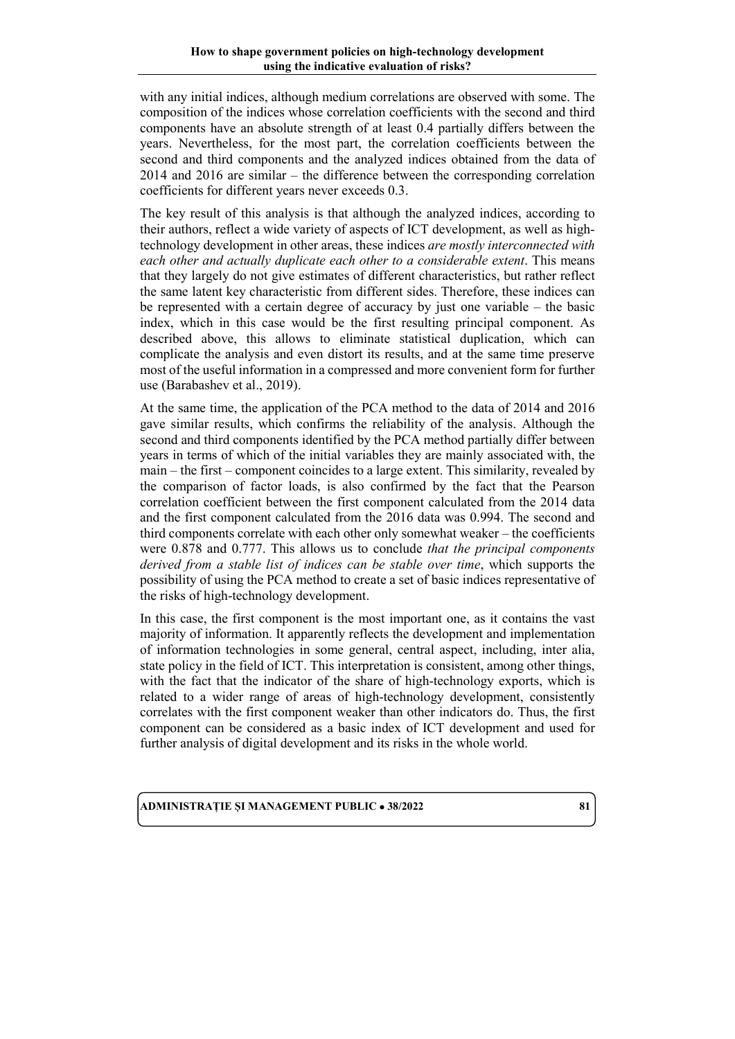with any initial indices, although medium correlations are observed with some. The composition of the indices whose correlation coefficients with the second and third components have an absolute strength of at least 0.4 partially differs between the years. Nevertheless, for the most part, the correlation coefficients between the second and third components and the analyzed indices obtained from the data of 2014 and 2016 are similar – the difference between the corresponding correlation coefficients for different years never exceeds 0.3.

The key result of this analysis is that although the analyzed indices, according to their authors, reflect a wide variety of aspects of ICT development, as well as high-technology development in other areas, these indices *are mostly interconnected with each other and actually duplicate each other to a considerable extent*. This means that they largely do not give estimates of different characteristics, but rather reflect the same latent key characteristic from different sides. Therefore, these indices can be represented with a certain degree of accuracy by just one variable – the basic index, which in this case would be the first resulting principal component. As described above, this allows to eliminate statistical duplication, which can complicate the analysis and even distort its results, and at the same time preserve most of the useful information in a compressed and more convenient form for further use (Barabashev et al., 2019).

At the same time, the application of the PCA method to the data of 2014 and 2016 gave similar results, which confirms the reliability of the analysis. Although the second and third components identified by the PCA method partially differ between years in terms of which of the initial variables they are mainly associated with, the main – the first – component coincides to a large extent. This similarity, revealed by the comparison of factor loads, is also confirmed by the fact that the Pearson correlation coefficient between the first component calculated from the 2014 data and the first component calculated from the 2016 data was 0.994. The second and third components correlate with each other only somewhat weaker – the coefficients were 0.878 and 0.777. This allows us to conclude *that the principal components derived from a stable list of indices can be stable over time*, which supports the possibility of using the PCA method to create a set of basic indices representative of the risks of high-technology development.

In this case, the first component is the most important one, as it contains the vast majority of information. It apparently reflects the development and implementation of information technologies in some general, central aspect, including, inter alia, state policy in the field of ICT. This interpretation is consistent, among other things, with the fact that the indicator of the share of high-technology exports, which is related to a wider range of areas of high-technology development, consistently correlates with the first component weaker than other indicators do. Thus, the first component can be considered as a basic index of ICT development and used for further analysis of digital development and its risks in the whole world.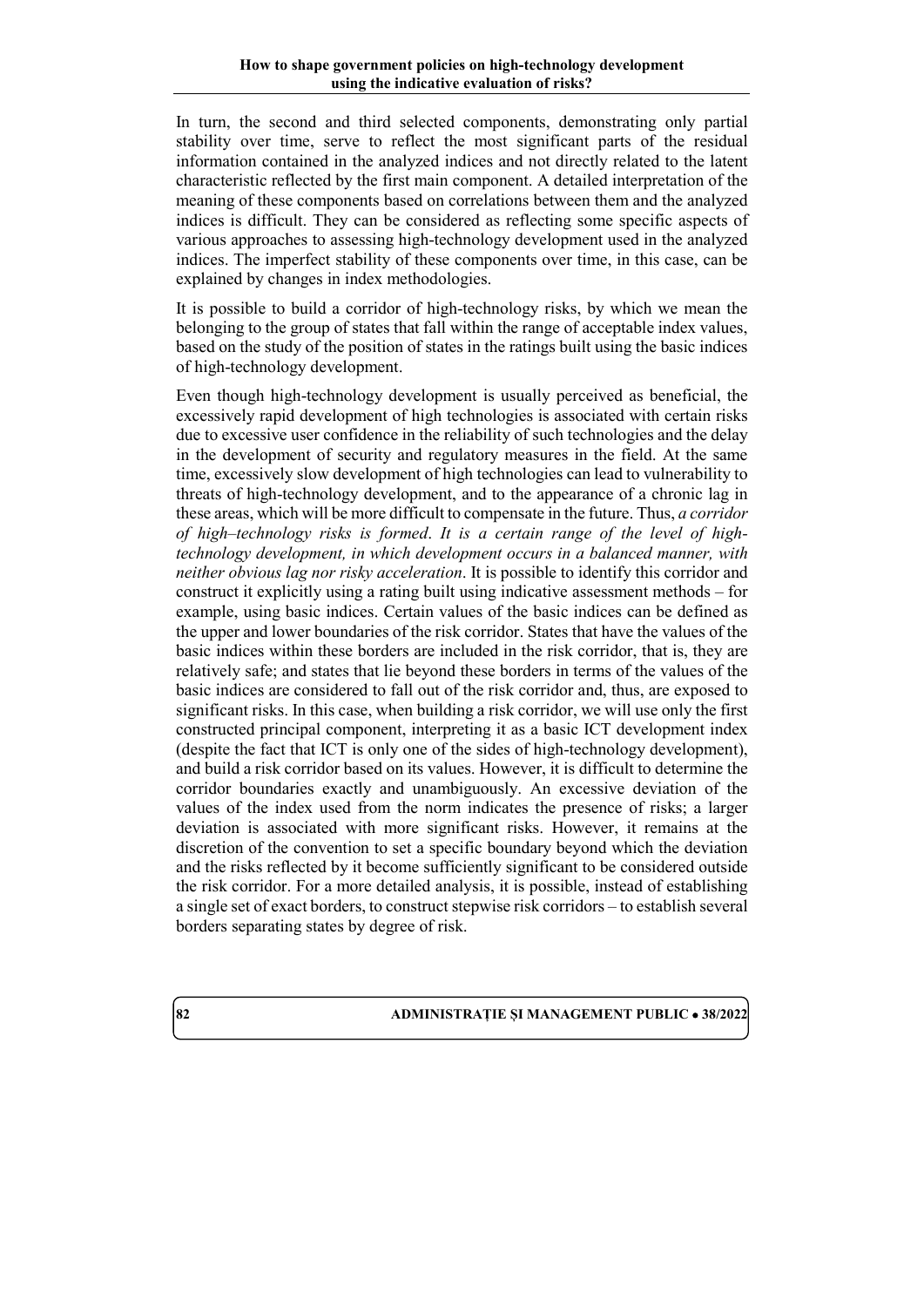In turn, the second and third selected components, demonstrating only partial stability over time, serve to reflect the most significant parts of the residual information contained in the analyzed indices and not directly related to the latent characteristic reflected by the first main component. A detailed interpretation of the meaning of these components based on correlations between them and the analyzed indices is difficult. They can be considered as reflecting some specific aspects of various approaches to assessing high-technology development used in the analyzed indices. The imperfect stability of these components over time, in this case, can be explained by changes in index methodologies.

It is possible to build a corridor of high-technology risks, by which we mean the belonging to the group of states that fall within the range of acceptable index values, based on the study of the position of states in the ratings built using the basic indices of high-technology development.

Even though high-technology development is usually perceived as beneficial, the excessively rapid development of high technologies is associated with certain risks due to excessive user confidence in the reliability of such technologies and the delay in the development of security and regulatory measures in the field. At the same time, excessively slow development of high technologies can lead to vulnerability to threats of high-technology development, and to the appearance of a chronic lag in these areas, which will be more difficult to compensate in the future. Thus, *a corridor of high–technology risks is formed*. *It is a certain range of the level of high-technology development, in which development occurs in a balanced manner, with neither obvious lag nor risky acceleration*. It is possible to identify this corridor and construct it explicitly using a rating built using indicative assessment methods – for example, using basic indices. Certain values of the basic indices can be defined as the upper and lower boundaries of the risk corridor. States that have the values of the basic indices within these borders are included in the risk corridor, that is, they are relatively safe; and states that lie beyond these borders in terms of the values of the basic indices are considered to fall out of the risk corridor and, thus, are exposed to significant risks. In this case, when building a risk corridor, we will use only the first constructed principal component, interpreting it as a basic ICT development index (despite the fact that ICT is only one of the sides of high-technology development), and build a risk corridor based on its values. However, it is difficult to determine the corridor boundaries exactly and unambiguously. An excessive deviation of the values of the index used from the norm indicates the presence of risks; a larger deviation is associated with more significant risks. However, it remains at the discretion of the convention to set a specific boundary beyond which the deviation and the risks reflected by it become sufficiently significant to be considered outside the risk corridor. For a more detailed analysis, it is possible, instead of establishing a single set of exact borders, to construct stepwise risk corridors – to establish several borders separating states by degree of risk.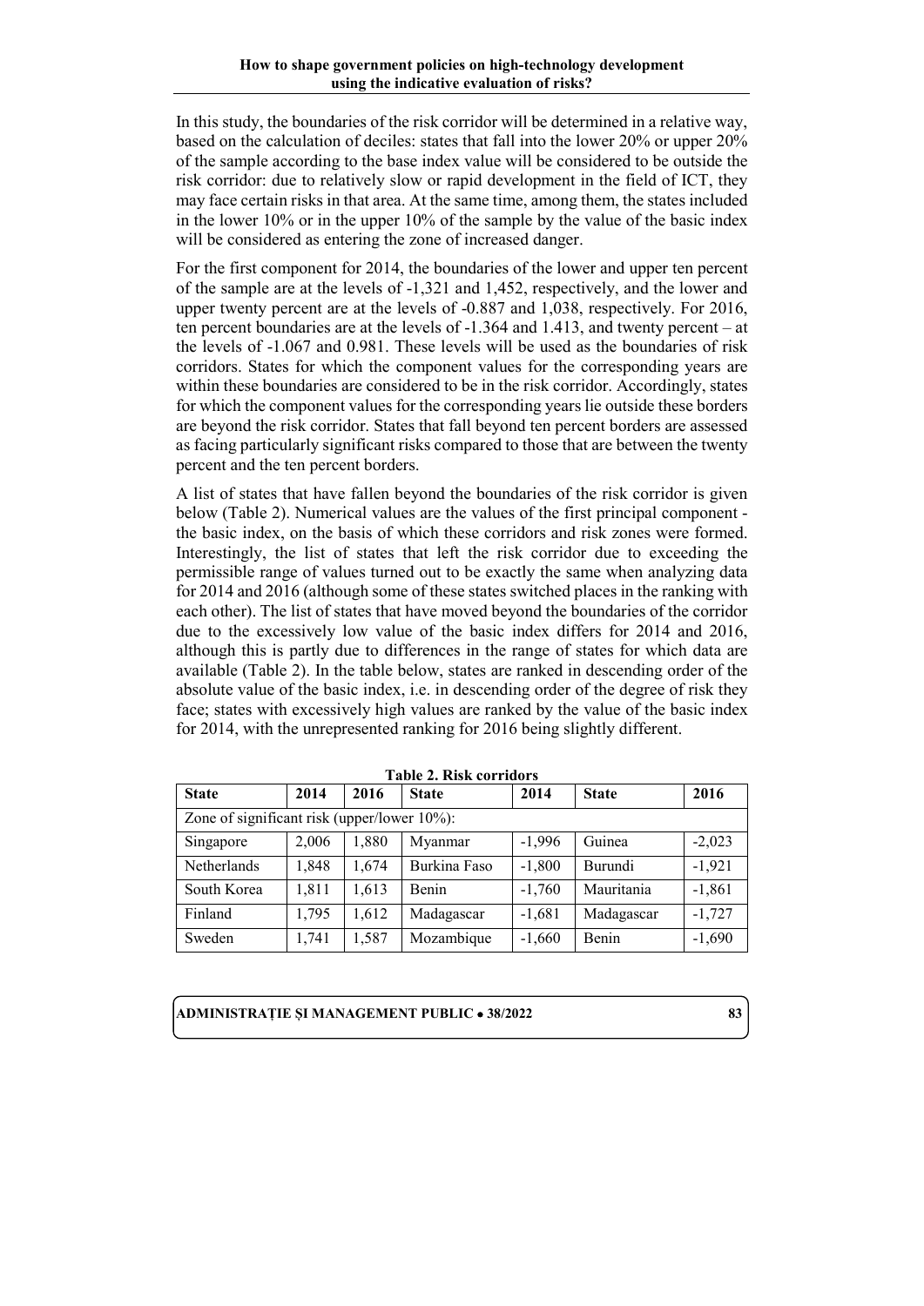In this study, the boundaries of the risk corridor will be determined in a relative way, based on the calculation of deciles: states that fall into the lower 20% or upper 20% of the sample according to the base index value will be considered to be outside the risk corridor: due to relatively slow or rapid development in the field of ICT, they may face certain risks in that area. At the same time, among them, the states included in the lower 10% or in the upper 10% of the sample by the value of the basic index will be considered as entering the zone of increased danger.

For the first component for 2014, the boundaries of the lower and upper ten percent of the sample are at the levels of -1,321 and 1,452, respectively, and the lower and upper twenty percent are at the levels of -0.887 and 1,038, respectively. For 2016, ten percent boundaries are at the levels of -1.364 and 1.413, and twenty percent – at the levels of -1.067 and 0.981. These levels will be used as the boundaries of risk corridors. States for which the component values for the corresponding years are within these boundaries are considered to be in the risk corridor. Accordingly, states for which the component values for the corresponding years lie outside these borders are beyond the risk corridor. States that fall beyond ten percent borders are assessed as facing particularly significant risks compared to those that are between the twenty percent and the ten percent borders.

A list of states that have fallen beyond the boundaries of the risk corridor is given below (Table 2). Numerical values are the values of the first principal component - the basic index, on the basis of which these corridors and risk zones were formed. Interestingly, the list of states that left the risk corridor due to exceeding the permissible range of values turned out to be exactly the same when analyzing data for 2014 and 2016 (although some of these states switched places in the ranking with each other). The list of states that have moved beyond the boundaries of the corridor due to the excessively low value of the basic index differs for 2014 and 2016, although this is partly due to differences in the range of states for which data are available (Table 2). In the table below, states are ranked in descending order of the absolute value of the basic index, i.e. in descending order of the degree of risk they face; states with excessively high values are ranked by the value of the basic index for 2014, with the unrepresented ranking for 2016 being slightly different.

**Table 2. Risk corridors**

| State | 2014 | 2016 | State | 2014 | State | 2016 |
|---|---|---|---|---|---|---|
| Zone of significant risk (upper/lower 10%): | | | | | | |
| Singapore | 2,006 | 1,880 | Myanmar | -1,996 | Guinea | -2,023 |
| Netherlands | 1,848 | 1,674 | Burkina Faso | -1,800 | Burundi | -1,921 |
| South Korea | 1,811 | 1,613 | Benin | -1,760 | Mauritania | -1,861 |
| Finland | 1,795 | 1,612 | Madagascar | -1,681 | Madagascar | -1,727 |
| Sweden | 1,741 | 1,587 | Mozambique | -1,660 | Benin | -1,690 |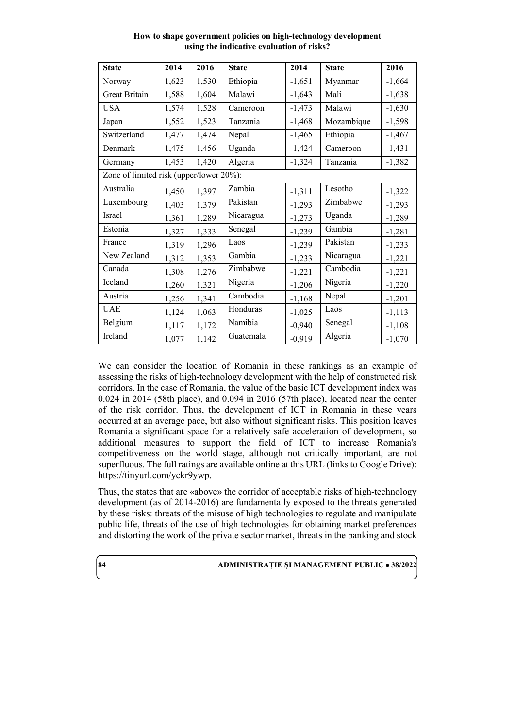| State | 2014 | 2016 | State | 2014 | State | 2016 |
|---|---|---|---|---|---|---|
| Norway | 1,623 | 1,530 | Ethiopia | -1,651 | Myanmar | -1,664 |
| Great Britain | 1,588 | 1,604 | Malawi | -1,643 | Mali | -1,638 |
| USA | 1,574 | 1,528 | Cameroon | -1,473 | Malawi | -1,630 |
| Japan | 1,552 | 1,523 | Tanzania | -1,468 | Mozambique | -1,598 |
| Switzerland | 1,477 | 1,474 | Nepal | -1,465 | Ethiopia | -1,467 |
| Denmark | 1,475 | 1,456 | Uganda | -1,424 | Cameroon | -1,431 |
| Germany | 1,453 | 1,420 | Algeria | -1,324 | Tanzania | -1,382 |
| Zone of limited risk (upper/lower 20%): | | | | | | |
| Australia | 1,450 | 1,397 | Zambia | -1,311 | Lesotho | -1,322 |
| Luxembourg | 1,403 | 1,379 | Pakistan | -1,293 | Zimbabwe | -1,293 |
| Israel | 1,361 | 1,289 | Nicaragua | -1,273 | Uganda | -1,289 |
| Estonia | 1,327 | 1,333 | Senegal | -1,239 | Gambia | -1,281 |
| France | 1,319 | 1,296 | Laos | -1,239 | Pakistan | -1,233 |
| New Zealand | 1,312 | 1,353 | Gambia | -1,233 | Nicaragua | -1,221 |
| Canada | 1,308 | 1,276 | Zimbabwe | -1,221 | Cambodia | -1,221 |
| Iceland | 1,260 | 1,321 | Nigeria | -1,206 | Nigeria | -1,220 |
| Austria | 1,256 | 1,341 | Cambodia | -1,168 | Nepal | -1,201 |
| UAE | 1,124 | 1,063 | Honduras | -1,025 | Laos | -1,113 |
| Belgium | 1,117 | 1,172 | Namibia | -0,940 | Senegal | -1,108 |
| Ireland | 1,077 | 1,142 | Guatemala | -0,919 | Algeria | -1,070 |

We can consider the location of Romania in these rankings as an example of assessing the risks of high-technology development with the help of constructed risk corridors. In the case of Romania, the value of the basic ICT development index was 0.024 in 2014 (58th place), and 0.094 in 2016 (57th place), located near the center of the risk corridor. Thus, the development of ICT in Romania in these years occurred at an average pace, but also without significant risks. This position leaves Romania a significant space for a relatively safe acceleration of development, so additional measures to support the field of ICT to increase Romania's competitiveness on the world stage, although not critically important, are not superfluous. The full ratings are available online at this URL (links to Google Drive): https://tinyurl.com/yckr9ywp.

Thus, the states that are «above» the corridor of acceptable risks of high-technology development (as of 2014-2016) are fundamentally exposed to the threats generated by these risks: threats of the misuse of high technologies to regulate and manipulate public life, threats of the use of high technologies for obtaining market preferences and distorting the work of the private sector market, threats in the banking and stock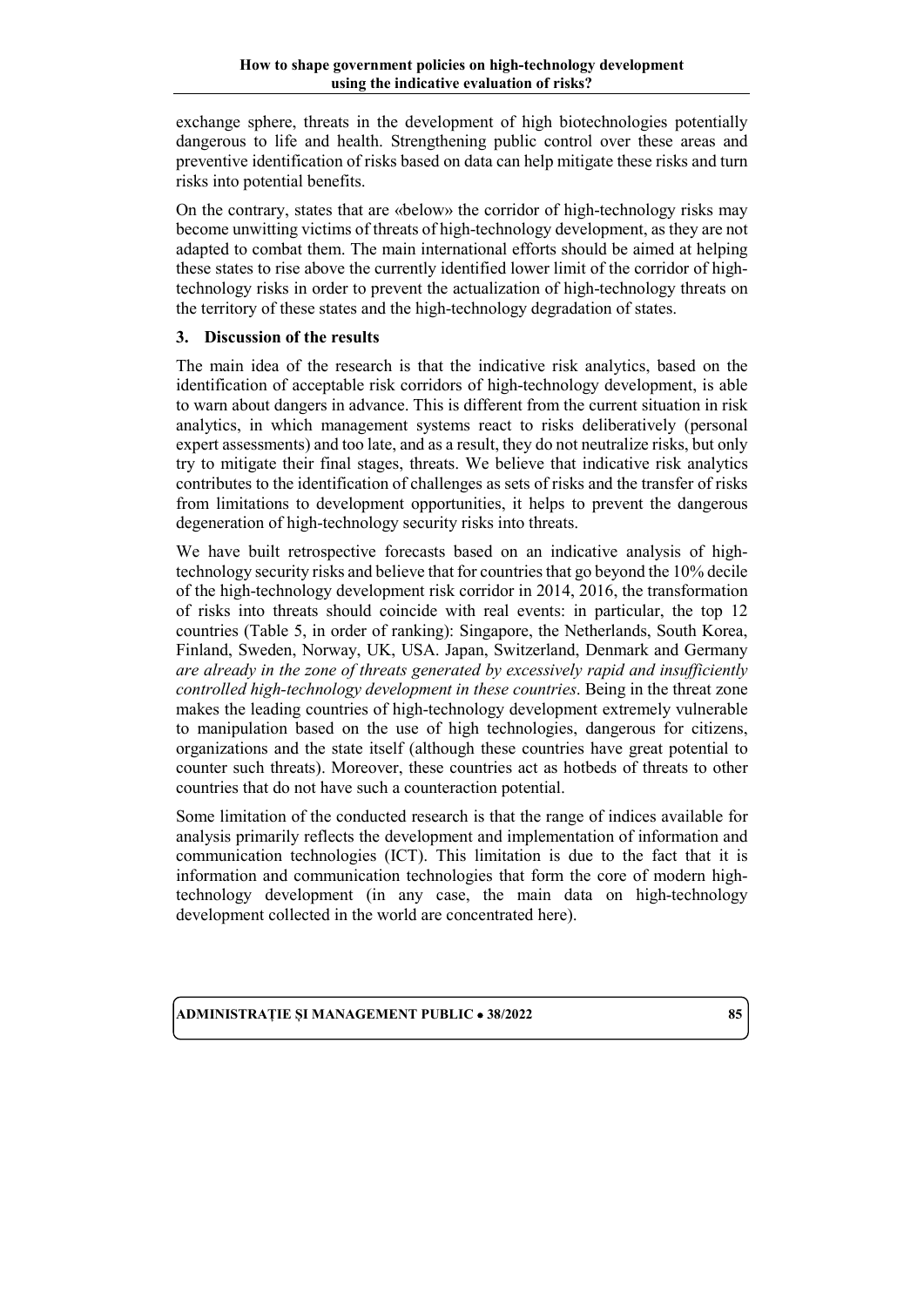exchange sphere, threats in the development of high biotechnologies potentially dangerous to life and health. Strengthening public control over these areas and preventive identification of risks based on data can help mitigate these risks and turn risks into potential benefits.

On the contrary, states that are «below» the corridor of high-technology risks may become unwitting victims of threats of high-technology development, as they are not adapted to combat them. The main international efforts should be aimed at helping these states to rise above the currently identified lower limit of the corridor of high-technology risks in order to prevent the actualization of high-technology threats on the territory of these states and the high-technology degradation of states.

## 3. Discussion of the results

The main idea of the research is that the indicative risk analytics, based on the identification of acceptable risk corridors of high-technology development, is able to warn about dangers in advance. This is different from the current situation in risk analytics, in which management systems react to risks deliberatively (personal expert assessments) and too late, and as a result, they do not neutralize risks, but only try to mitigate their final stages, threats. We believe that indicative risk analytics contributes to the identification of challenges as sets of risks and the transfer of risks from limitations to development opportunities, it helps to prevent the dangerous degeneration of high-technology security risks into threats.

We have built retrospective forecasts based on an indicative analysis of high-technology security risks and believe that for countries that go beyond the 10% decile of the high-technology development risk corridor in 2014, 2016, the transformation of risks into threats should coincide with real events: in particular, the top 12 countries (Table 5, in order of ranking): Singapore, the Netherlands, South Korea, Finland, Sweden, Norway, UK, USA. Japan, Switzerland, Denmark and Germany *are already in the zone of threats generated by excessively rapid and insufficiently controlled high-technology development in these countries*. Being in the threat zone makes the leading countries of high-technology development extremely vulnerable to manipulation based on the use of high technologies, dangerous for citizens, organizations and the state itself (although these countries have great potential to counter such threats). Moreover, these countries act as hotbeds of threats to other countries that do not have such a counteraction potential.

Some limitation of the conducted research is that the range of indices available for analysis primarily reflects the development and implementation of information and communication technologies (ICT). This limitation is due to the fact that it is information and communication technologies that form the core of modern high-technology development (in any case, the main data on high-technology development collected in the world are concentrated here).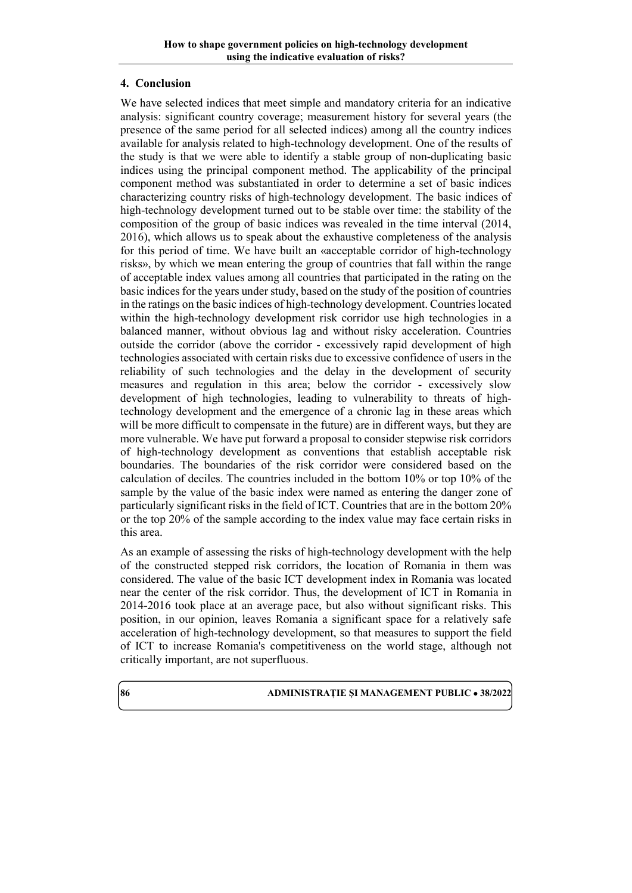## 4. Conclusion

We have selected indices that meet simple and mandatory criteria for an indicative analysis: significant country coverage; measurement history for several years (the presence of the same period for all selected indices) among all the country indices available for analysis related to high-technology development. One of the results of the study is that we were able to identify a stable group of non-duplicating basic indices using the principal component method. The applicability of the principal component method was substantiated in order to determine a set of basic indices characterizing country risks of high-technology development. The basic indices of high-technology development turned out to be stable over time: the stability of the composition of the group of basic indices was revealed in the time interval (2014, 2016), which allows us to speak about the exhaustive completeness of the analysis for this period of time. We have built an «acceptable corridor of high-technology risks», by which we mean entering the group of countries that fall within the range of acceptable index values among all countries that participated in the rating on the basic indices for the years under study, based on the study of the position of countries in the ratings on the basic indices of high-technology development. Countries located within the high-technology development risk corridor use high technologies in a balanced manner, without obvious lag and without risky acceleration. Countries outside the corridor (above the corridor - excessively rapid development of high technologies associated with certain risks due to excessive confidence of users in the reliability of such technologies and the delay in the development of security measures and regulation in this area; below the corridor - excessively slow development of high technologies, leading to vulnerability to threats of high-technology development and the emergence of a chronic lag in these areas which will be more difficult to compensate in the future) are in different ways, but they are more vulnerable. We have put forward a proposal to consider stepwise risk corridors of high-technology development as conventions that establish acceptable risk boundaries. The boundaries of the risk corridor were considered based on the calculation of deciles. The countries included in the bottom 10% or top 10% of the sample by the value of the basic index were named as entering the danger zone of particularly significant risks in the field of ICT. Countries that are in the bottom 20% or the top 20% of the sample according to the index value may face certain risks in this area.

As an example of assessing the risks of high-technology development with the help of the constructed stepped risk corridors, the location of Romania in them was considered. The value of the basic ICT development index in Romania was located near the center of the risk corridor. Thus, the development of ICT in Romania in 2014-2016 took place at an average pace, but also without significant risks. This position, in our opinion, leaves Romania a significant space for a relatively safe acceleration of high-technology development, so that measures to support the field of ICT to increase Romania's competitiveness on the world stage, although not critically important, are not superfluous.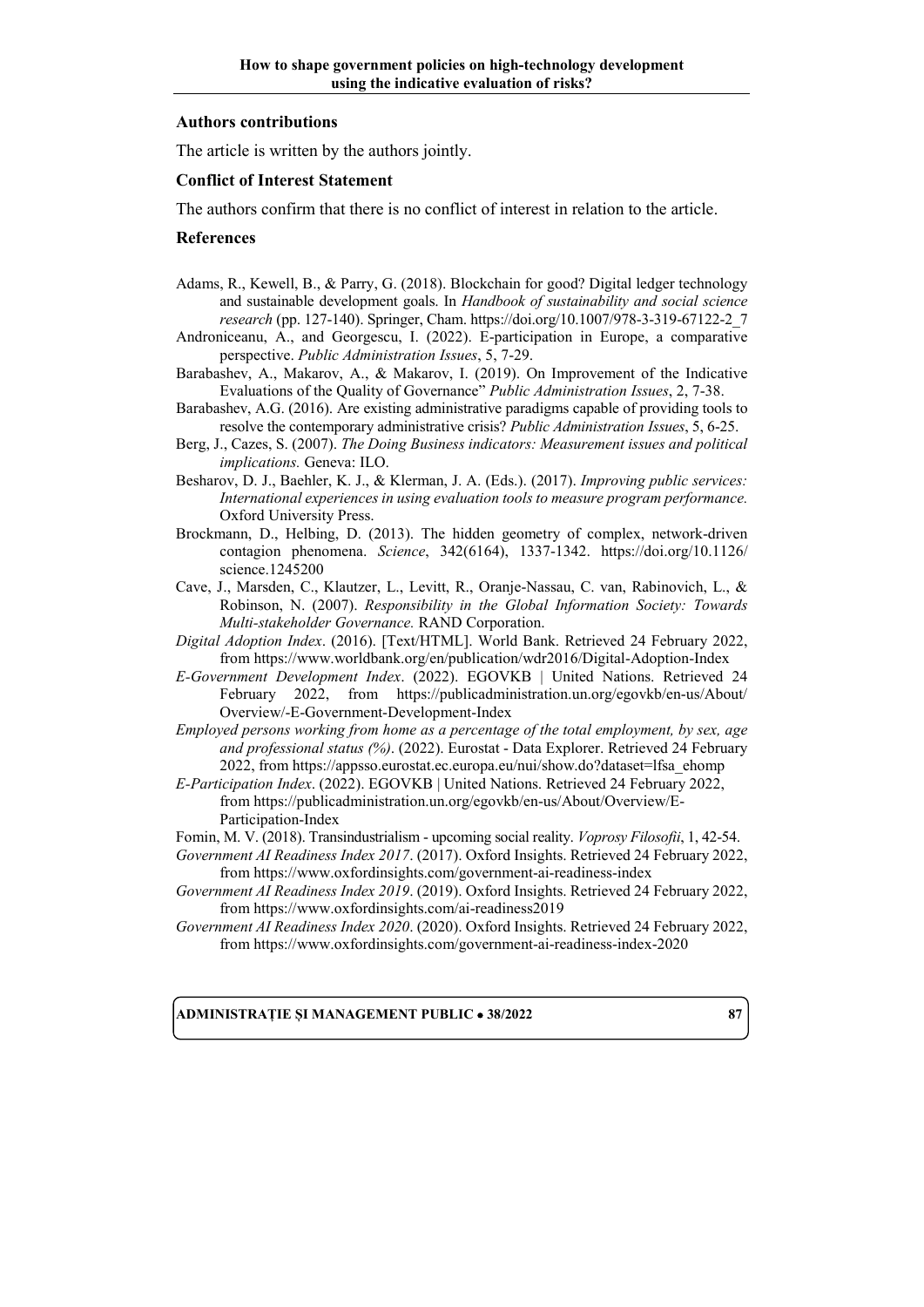### Authors contributions

The article is written by the authors jointly.

### Conflict of Interest Statement

The authors confirm that there is no conflict of interest in relation to the article.

### References

Adams, R., Kewell, B., & Parry, G. (2018). Blockchain for good? Digital ledger technology and sustainable development goals. In *Handbook of sustainability and social science research* (pp. 127-140). Springer, Cham. https://doi.org/10.1007/978-3-319-67122-2_7

Androniceanu, A., and Georgescu, I. (2022). E-participation in Europe, a comparative perspective. *Public Administration Issues*, 5, 7-29.

Barabashev, A., Makarov, A., & Makarov, I. (2019). On Improvement of the Indicative Evaluations of the Quality of Governance" *Public Administration Issues*, 2, 7-38.

Barabashev, A.G. (2016). Are existing administrative paradigms capable of providing tools to resolve the contemporary administrative crisis? *Public Administration Issues*, 5, 6-25.

Berg, J., Cazes, S. (2007). *The Doing Business indicators: Measurement issues and political implications.* Geneva: ILO.

Besharov, D. J., Baehler, K. J., & Klerman, J. A. (Eds.). (2017). *Improving public services: International experiences in using evaluation tools to measure program performance.* Oxford University Press.

Brockmann, D., Helbing, D. (2013). The hidden geometry of complex, network-driven contagion phenomena. *Science*, 342(6164), 1337-1342. https://doi.org/10.1126/science.1245200

Cave, J., Marsden, C., Klautzer, L., Levitt, R., Oranje-Nassau, C. van, Rabinovich, L., & Robinson, N. (2007). *Responsibility in the Global Information Society: Towards Multi-stakeholder Governance.* RAND Corporation.

*Digital Adoption Index*. (2016). [Text/HTML]. World Bank. Retrieved 24 February 2022, from https://www.worldbank.org/en/publication/wdr2016/Digital-Adoption-Index

*E-Government Development Index*. (2022). EGOVKB | United Nations. Retrieved 24 February 2022, from https://publicadministration.un.org/egovkb/en-us/About/Overview/-E-Government-Development-Index

*Employed persons working from home as a percentage of the total employment, by sex, age and professional status (%)*. (2022). Eurostat - Data Explorer. Retrieved 24 February 2022, from https://appsso.eurostat.ec.europa.eu/nui/show.do?dataset=lfsa_ehomp

*E-Participation Index*. (2022). EGOVKB | United Nations. Retrieved 24 February 2022, from https://publicadministration.un.org/egovkb/en-us/About/Overview/E-Participation-Index

Fomin, M. V. (2018). Transindustrialism - upcoming social reality. *Voprosy Filosofii*, 1, 42-54.

*Government AI Readiness Index 2017*. (2017). Oxford Insights. Retrieved 24 February 2022, from https://www.oxfordinsights.com/government-ai-readiness-index

*Government AI Readiness Index 2019*. (2019). Oxford Insights. Retrieved 24 February 2022, from https://www.oxfordinsights.com/ai-readiness2019

*Government AI Readiness Index 2020*. (2020). Oxford Insights. Retrieved 24 February 2022, from https://www.oxfordinsights.com/government-ai-readiness-index-2020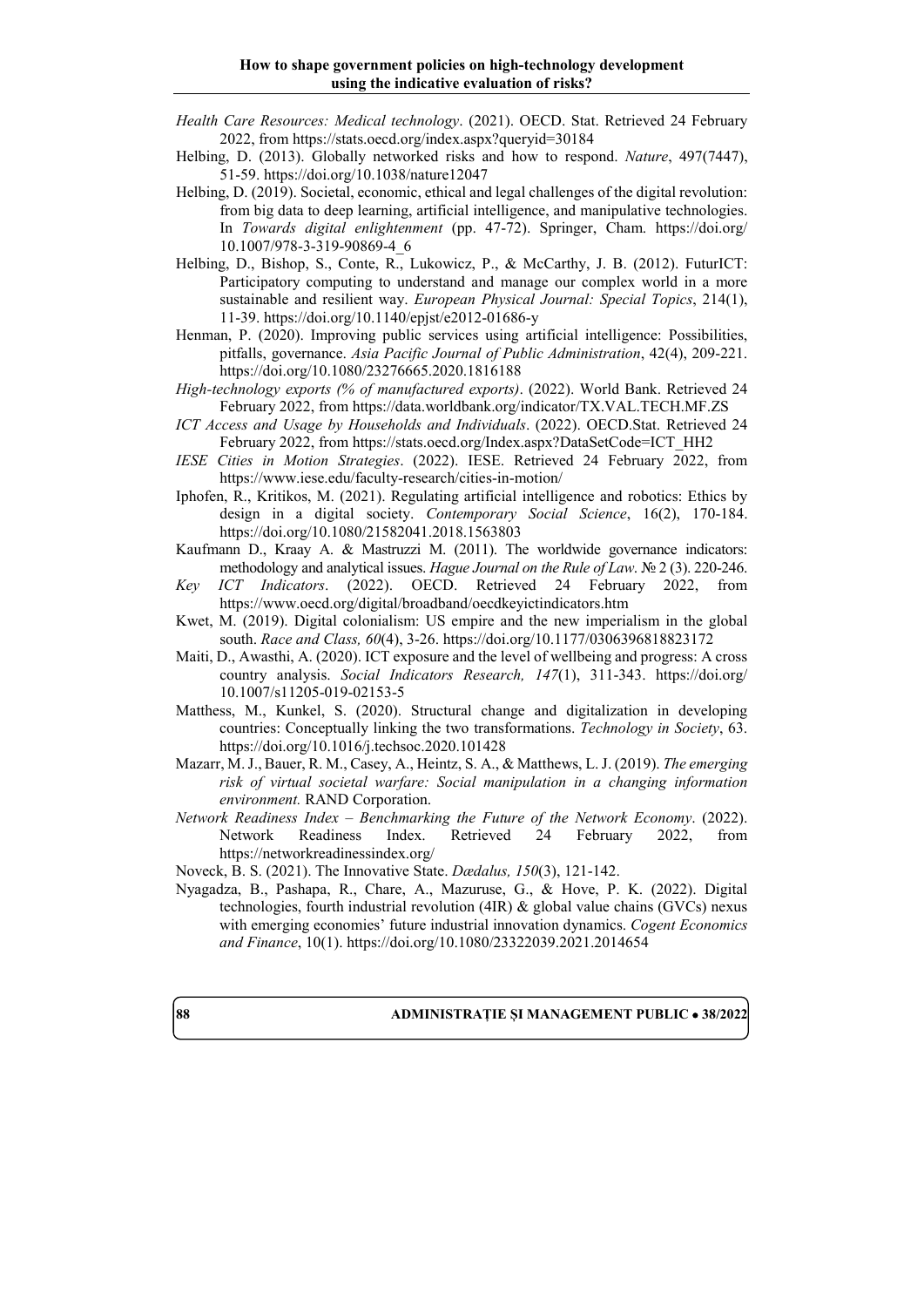*Health Care Resources: Medical technology*. (2021). OECD. Stat. Retrieved 24 February 2022, from https://stats.oecd.org/index.aspx?queryid=30184

Helbing, D. (2013). Globally networked risks and how to respond. *Nature*, 497(7447), 51-59. https://doi.org/10.1038/nature12047

Helbing, D. (2019). Societal, economic, ethical and legal challenges of the digital revolution: from big data to deep learning, artificial intelligence, and manipulative technologies. In *Towards digital enlightenment* (pp. 47-72). Springer, Cham. https://doi.org/10.1007/978-3-319-90869-4_6

Helbing, D., Bishop, S., Conte, R., Lukowicz, P., & McCarthy, J. B. (2012). FuturICT: Participatory computing to understand and manage our complex world in a more sustainable and resilient way. *European Physical Journal: Special Topics*, 214(1), 11-39. https://doi.org/10.1140/epjst/e2012-01686-y

Henman, P. (2020). Improving public services using artificial intelligence: Possibilities, pitfalls, governance. *Asia Pacific Journal of Public Administration*, 42(4), 209-221. https://doi.org/10.1080/23276665.2020.1816188

*High-technology exports (% of manufactured exports)*. (2022). World Bank. Retrieved 24 February 2022, from https://data.worldbank.org/indicator/TX.VAL.TECH.MF.ZS

*ICT Access and Usage by Households and Individuals*. (2022). OECD.Stat. Retrieved 24 February 2022, from https://stats.oecd.org/Index.aspx?DataSetCode=ICT_HH2

*IESE Cities in Motion Strategies*. (2022). IESE. Retrieved 24 February 2022, from https://www.iese.edu/faculty-research/cities-in-motion/

Iphofen, R., Kritikos, M. (2021). Regulating artificial intelligence and robotics: Ethics by design in a digital society. *Contemporary Social Science*, 16(2), 170-184. https://doi.org/10.1080/21582041.2018.1563803

Kaufmann D., Kraay A. & Mastruzzi M. (2011). The worldwide governance indicators: methodology and analytical issues. *Hague Journal on the Rule of Law*. № 2 (3). 220-246.

*Key ICT Indicators*. (2022). OECD. Retrieved 24 February 2022, from https://www.oecd.org/digital/broadband/oecdkeyictindicators.htm

Kwet, M. (2019). Digital colonialism: US empire and the new imperialism in the global south. *Race and Class, 60*(4), 3-26. https://doi.org/10.1177/0306396818823172

Maiti, D., Awasthi, A. (2020). ICT exposure and the level of wellbeing and progress: A cross country analysis. *Social Indicators Research, 147*(1), 311-343. https://doi.org/10.1007/s11205-019-02153-5

Matthess, M., Kunkel, S. (2020). Structural change and digitalization in developing countries: Conceptually linking the two transformations. *Technology in Society*, 63. https://doi.org/10.1016/j.techsoc.2020.101428

Mazarr, M. J., Bauer, R. M., Casey, A., Heintz, S. A., & Matthews, L. J. (2019). *The emerging risk of virtual societal warfare: Social manipulation in a changing information environment.* RAND Corporation.

*Network Readiness Index – Benchmarking the Future of the Network Economy*. (2022). Network Readiness Index. Retrieved 24 February 2022, from https://networkreadinessindex.org/

Noveck, B. S. (2021). The Innovative State. *Dædalus, 150*(3), 121-142.

Nyagadza, B., Pashapa, R., Chare, A., Mazuruse, G., & Hove, P. K. (2022). Digital technologies, fourth industrial revolution (4IR) & global value chains (GVCs) nexus with emerging economies' future industrial innovation dynamics. *Cogent Economics and Finance*, 10(1). https://doi.org/10.1080/23322039.2021.2014654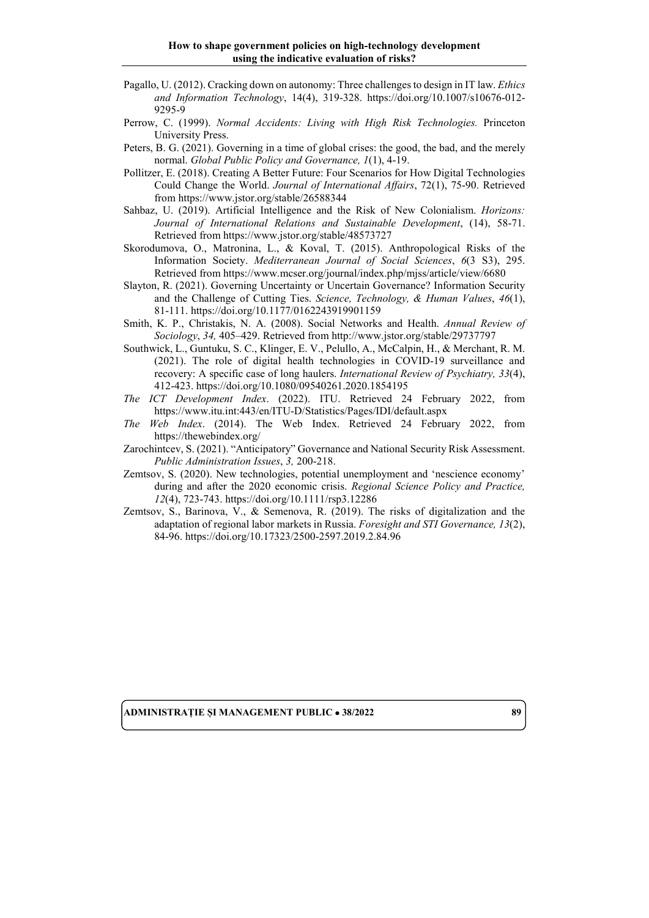Pagallo, U. (2012). Cracking down on autonomy: Three challenges to design in IT law. *Ethics and Information Technology*, 14(4), 319-328. https://doi.org/10.1007/s10676-012-9295-9

Perrow, C. (1999). *Normal Accidents: Living with High Risk Technologies.* Princeton University Press.

Peters, B. G. (2021). Governing in a time of global crises: the good, the bad, and the merely normal. *Global Public Policy and Governance, 1*(1), 4-19.

Pollitzer, E. (2018). Creating A Better Future: Four Scenarios for How Digital Technologies Could Change the World. *Journal of International Affairs*, 72(1), 75-90. Retrieved from https://www.jstor.org/stable/26588344

Sahbaz, U. (2019). Artificial Intelligence and the Risk of New Colonialism. *Horizons: Journal of International Relations and Sustainable Development*, (14), 58-71. Retrieved from https://www.jstor.org/stable/48573727

Skorodumova, O., Matronina, L., & Koval, T. (2015). Anthropological Risks of the Information Society. *Mediterranean Journal of Social Sciences*, *6*(3 S3), 295. Retrieved from https://www.mcser.org/journal/index.php/mjss/article/view/6680

Slayton, R. (2021). Governing Uncertainty or Uncertain Governance? Information Security and the Challenge of Cutting Ties. *Science, Technology, & Human Values*, *46*(1), 81-111. https://doi.org/10.1177/0162243919901159

Smith, K. P., Christakis, N. A. (2008). Social Networks and Health. *Annual Review of Sociology*, *34,* 405–429. Retrieved from http://www.jstor.org/stable/29737797

Southwick, L., Guntuku, S. C., Klinger, E. V., Pelullo, A., McCalpin, H., & Merchant, R. M. (2021). The role of digital health technologies in COVID-19 surveillance and recovery: A specific case of long haulers. *International Review of Psychiatry, 33*(4), 412-423. https://doi.org/10.1080/09540261.2020.1854195

*The ICT Development Index*. (2022). ITU. Retrieved 24 February 2022, from https://www.itu.int:443/en/ITU-D/Statistics/Pages/IDI/default.aspx

*The Web Index*. (2014). The Web Index. Retrieved 24 February 2022, from https://thewebindex.org/

Zarochintcev, S. (2021). "Anticipatory" Governance and National Security Risk Assessment. *Public Administration Issues*, *3,* 200-218.

Zemtsov, S. (2020). New technologies, potential unemployment and 'nescience economy' during and after the 2020 economic crisis. *Regional Science Policy and Practice, 12*(4), 723-743. https://doi.org/10.1111/rsp3.12286

Zemtsov, S., Barinova, V., & Semenova, R. (2019). The risks of digitalization and the adaptation of regional labor markets in Russia. *Foresight and STI Governance, 13*(2), 84-96. https://doi.org/10.17323/2500-2597.2019.2.84.96